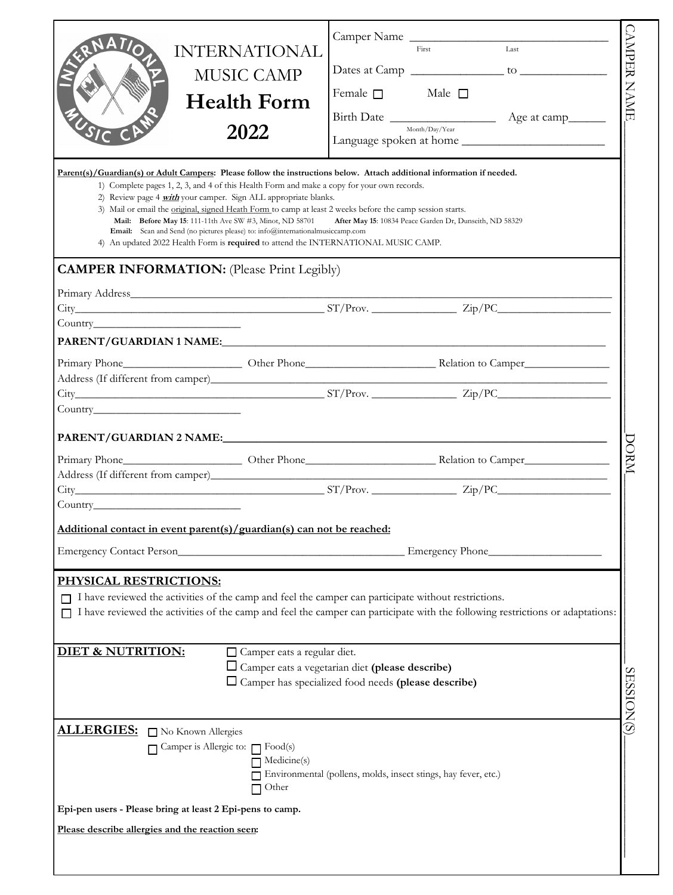# INTERNATIONAL MUSIC CAMP

## Health Form

## 2022

Camper Name ______________________________
First Last

Dates at Camp ______________ to ______________

Female ☐ Male ☐

Birth Date ________________ Age at camp______
Month/Day/Year

Language spoken at home ______________________

CAMPER NAME______________________ DORM______________________ SESSION(S)______________________

**Parent(s)/Guardian(s) or Adult Campers: Please follow the instructions below. Attach additional information if needed.**

1) Complete pages 1, 2, 3, and 4 of this Health Form and make a copy for your own records.
2) Review page 4 ***with*** your camper. Sign ALL appropriate blanks.
3) Mail or email the original, signed Heath Form to camp at least 2 weeks before the camp session starts.
   **Mail: Before May 15**: 111-11th Ave SW #3, Minot, ND 58701 **After May 15**: 10834 Peace Garden Dr, Dunseith, ND 58329
   **Email:** Scan and Send (no pictures please) to: info@internationalmusiccamp.com
4) An updated 2022 Health Form is **required** to attend the INTERNATIONAL MUSIC CAMP.

## CAMPER INFORMATION: (Please Print Legibly)

Primary Address______________________________________________________________

City____________________________________ ST/Prov. ______________ Zip/PC__________________

Country________________________

**PARENT/GUARDIAN 1 NAME:**______________________________________________________

Primary Phone____________________ Other Phone______________________ Relation to Camper______________

Address (If different from camper)______________________________________________________

City____________________________________ ST/Prov. ______________ Zip/PC__________________

Country________________________

**PARENT/GUARDIAN 2 NAME:**______________________________________________________

Primary Phone____________________ Other Phone______________________ Relation to Camper______________

Address (If different from camper)______________________________________________________

City____________________________________ ST/Prov. ______________ Zip/PC__________________

Country________________________

**Additional contact in event parent(s)/guardian(s) can not be reached:**

Emergency Contact Person____________________________________ Emergency Phone__________________

## PHYSICAL RESTRICTIONS:

☐ I have reviewed the activities of the camp and feel the camper can participate without restrictions.

☐ I have reviewed the activities of the camp and feel the camper can participate with the following restrictions or adaptations:

## DIET & NUTRITION:

☐ Camper eats a regular diet.

☐ Camper eats a vegetarian diet **(please describe)**

☐ Camper has specialized food needs **(please describe)**

## ALLERGIES:

☐ No Known Allergies

☐ Camper is Allergic to:
- ☐ Food(s)
- ☐ Medicine(s)
- ☐ Environmental (pollens, molds, insect stings, hay fever, etc.)
- ☐ Other

**Epi-pen users - Please bring at least 2 Epi-pens to camp.**

**Please describe allergies and the reaction seen:**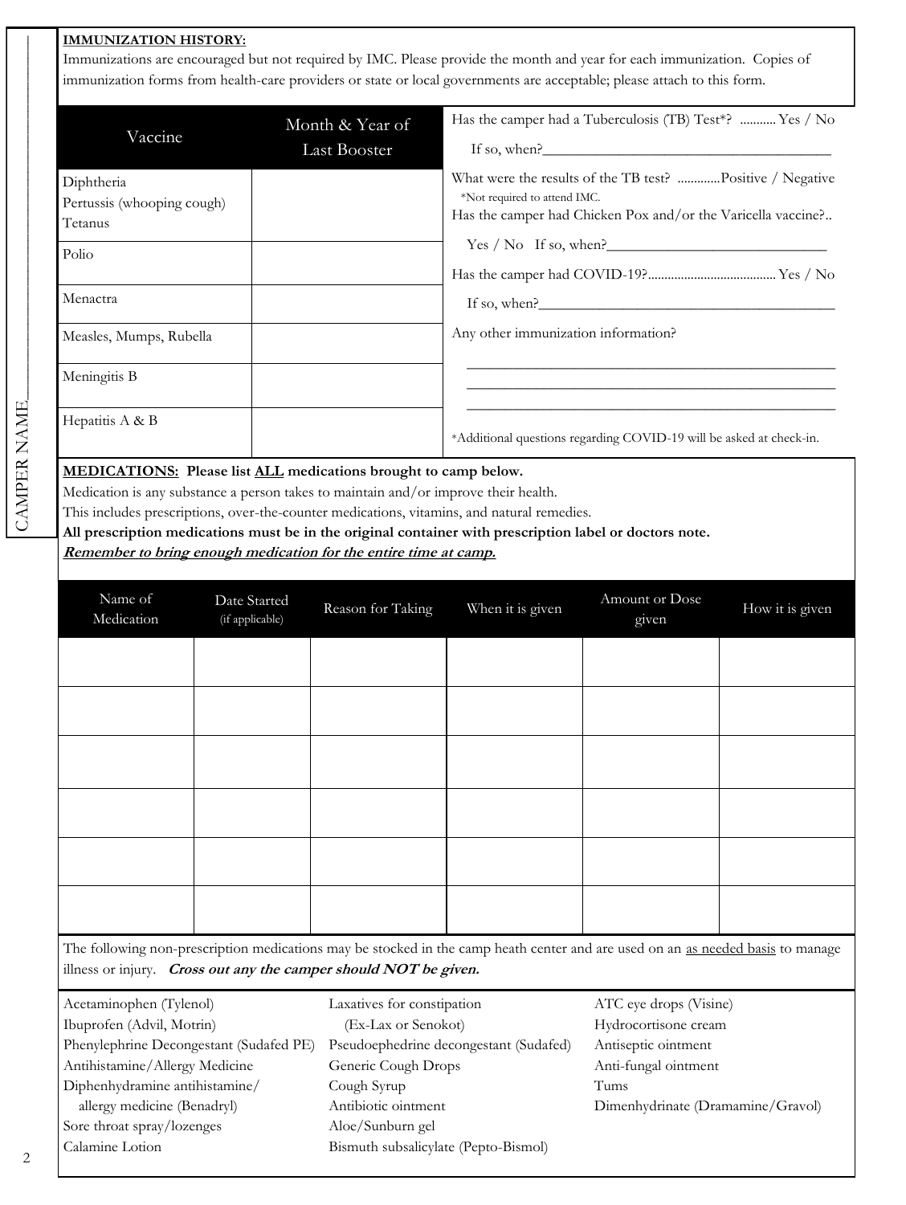CAMPER NAME___________________

**IMMUNIZATION HISTORY:**

Immunizations are encouraged but not required by IMC. Please provide the month and year for each immunization. Copies of immunization forms from health-care providers or state or local governments are acceptable; please attach to this form.

| Vaccine | Month & Year of Last Booster |
|---|---|
| Diphtheria<br>Pertussis (whooping cough)<br>Tetanus | |
| Polio | |
| Menactra | |
| Measles, Mumps, Rubella | |
| Meningitis B | |
| Hepatitis A & B | |

Has the camper had a Tuberculosis (TB) Test*? ........... Yes / No

If so, when?_______________________________________

What were the results of the TB test? .............Positive / Negative

*Not required to attend IMC.

Has the camper had Chicken Pox and/or the Varicella vaccine?..

Yes / No If so, when?_____________________________

Has the camper had COVID-19?....................................... Yes / No

If so, when?________________________________________

Any other immunization information?

_______________________________________________

_______________________________________________

_______________________________________________

*Additional questions regarding COVID-19 will be asked at check-in.

**MEDICATIONS: Please list ALL medications brought to camp below.**

Medication is any substance a person takes to maintain and/or improve their health.

This includes prescriptions, over-the-counter medications, vitamins, and natural remedies.

**All prescription medications must be in the original container with prescription label or doctors note.**

***Remember to bring enough medication for the entire time at camp.***

| Name of Medication | Date Started (if applicable) | Reason for Taking | When it is given | Amount or Dose given | How it is given |
|---|---|---|---|---|---|
| | | | | | |
| | | | | | |
| | | | | | |
| | | | | | |
| | | | | | |
| | | | | | |

The following non-prescription medications may be stocked in the camp heath center and are used on an as needed basis to manage illness or injury. ***Cross out any the camper should NOT be given.***

- Acetaminophen (Tylenol)
- Ibuprofen (Advil, Motrin)
- Phenylephrine Decongestant (Sudafed PE)
- Antihistamine/Allergy Medicine
- Diphenhydramine antihistamine/ allergy medicine (Benadryl)
- Sore throat spray/lozenges
- Calamine Lotion
- Laxatives for constipation (Ex-Lax or Senokot)
- Pseudoephedrine decongestant (Sudafed)
- Generic Cough Drops
- Cough Syrup
- Antibiotic ointment
- Aloe/Sunburn gel
- Bismuth subsalicylate (Pepto-Bismol)
- ATC eye drops (Visine)
- Hydrocortisone cream
- Antiseptic ointment
- Anti-fungal ointment
- Tums
- Dimenhydrinate (Dramamine/Gravol)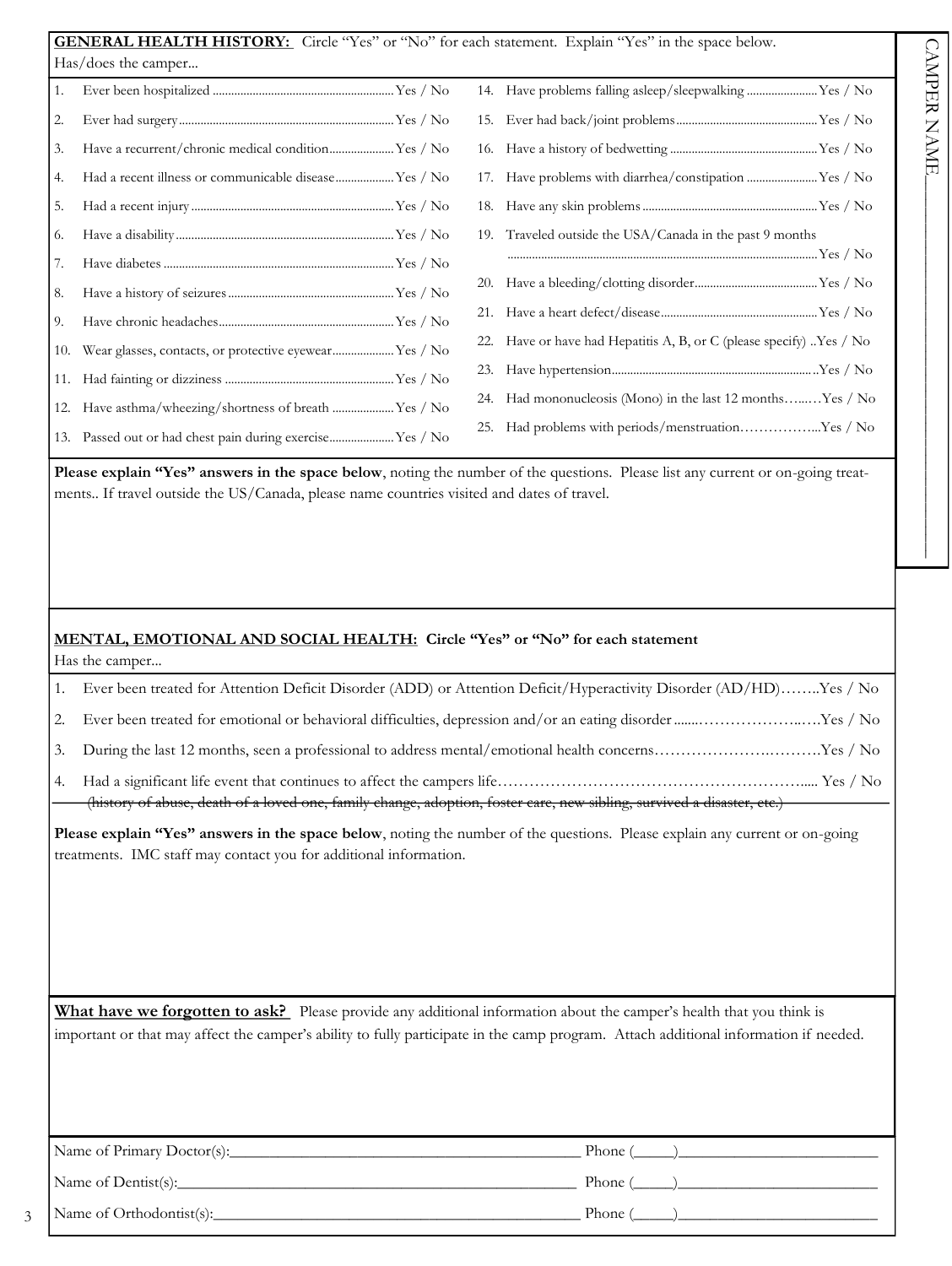**GENERAL HEALTH HISTORY:** Circle "Yes" or "No" for each statement. Explain "Yes" in the space below.

Has/does the camper...

1. Ever been hospitalized ........ Yes / No
2. Ever had surgery ........ Yes / No
3. Have a recurrent/chronic medical condition ........ Yes / No
4. Had a recent illness or communicable disease ........ Yes / No
5. Had a recent injury ........ Yes / No
6. Have a disability ........ Yes / No
7. Have diabetes ........ Yes / No
8. Have a history of seizures ........ Yes / No
9. Have chronic headaches ........ Yes / No
10. Wear glasses, contacts, or protective eyewear ........ Yes / No
11. Had fainting or dizziness ........ Yes / No
12. Have asthma/wheezing/shortness of breath ........ Yes / No
13. Passed out or had chest pain during exercise ........ Yes / No
14. Have problems falling asleep/sleepwalking ........ Yes / No
15. Ever had back/joint problems ........ Yes / No
16. Have a history of bedwetting ........ Yes / No
17. Have problems with diarrhea/constipation ........ Yes / No
18. Have any skin problems ........ Yes / No
19. Traveled outside the USA/Canada in the past 9 months ........ Yes / No
20. Have a bleeding/clotting disorder ........ Yes / No
21. Have a heart defect/disease ........ Yes / No
22. Have or have had Hepatitis A, B, or C (please specify) ..Yes / No
23. Have hypertension ........ Yes / No
24. Had mononucleosis (Mono) in the last 12 months ........ Yes / No
25. Had problems with periods/menstruation ........ Yes / No

**Please explain "Yes" answers in the space below**, noting the number of the questions. Please list any current or on-going treatments.. If travel outside the US/Canada, please name countries visited and dates of travel.

**MENTAL, EMOTIONAL AND SOCIAL HEALTH:** **Circle "Yes" or "No" for each statement**

Has the camper...

1. Ever been treated for Attention Deficit Disorder (ADD) or Attention Deficit/Hyperactivity Disorder (AD/HD)........ Yes / No
2. Ever been treated for emotional or behavioral difficulties, depression and/or an eating disorder ........ Yes / No
3. During the last 12 months, seen a professional to address mental/emotional health concerns ........ Yes / No
4. Had a significant life event that continues to affect the campers life ........ Yes / No
   ~~(history of abuse, death of a loved one, family change, adoption, foster care, new sibling, survived a disaster, etc.)~~

**Please explain "Yes" answers in the space below**, noting the number of the questions. Please explain any current or on-going treatments. IMC staff may contact you for additional information.

**What have we forgotten to ask?** Please provide any additional information about the camper's health that you think is important or that may affect the camper's ability to fully participate in the camp program. Attach additional information if needed.

Name of Primary Doctor(s):______________________________ Phone (_____)____________________

Name of Dentist(s):______________________________ Phone (_____)____________________

Name of Orthodontist(s):______________________________ Phone (_____)____________________

CAMPER NAME____________________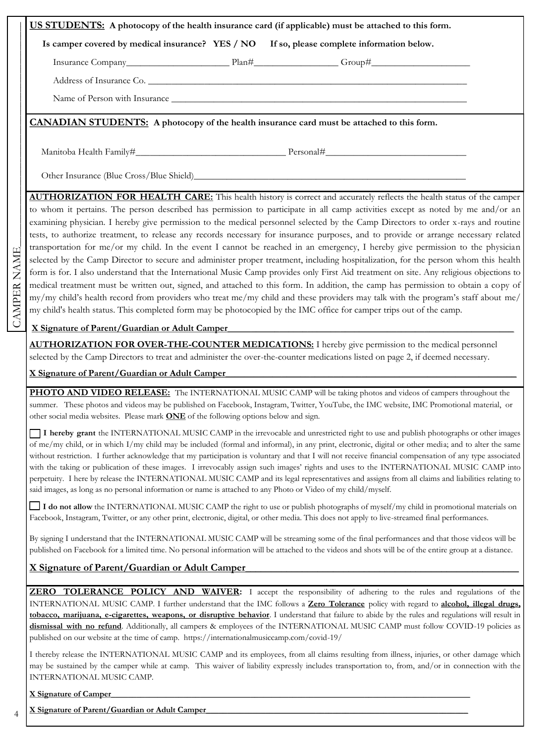CAMPER NAME____________________

**US STUDENTS: A photocopy of the health insurance card (if applicable) must be attached to this form.**

**Is camper covered by medical insurance? YES / NO   If so, please complete information below.**

Insurance Company______________________ Plan#__________________ Group#_____________________

Address of Insurance Co. _______________________________________________________________________

Name of Person with Insurance ___________________________________________________________________

**CANADIAN STUDENTS: A photocopy of the health insurance card must be attached to this form.**

Manitoba Health Family#________________________________ Personal#______________________________

Other Insurance (Blue Cross/Blue Shield)_____________________________________________________________

**AUTHORIZATION FOR HEALTH CARE:** This health history is correct and accurately reflects the health status of the camper to whom it pertains. The person described has permission to participate in all camp activities except as noted by me and/or an examining physician. I hereby give permission to the medical personnel selected by the Camp Directors to order x-rays and routine tests, to authorize treatment, to release any records necessary for insurance purposes, and to provide or arrange necessary related transportation for me/or my child. In the event I cannot be reached in an emergency, I hereby give permission to the physician selected by the Camp Director to secure and administer proper treatment, including hospitalization, for the person whom this health form is for. I also understand that the International Music Camp provides only First Aid treatment on site. Any religious objections to medical treatment must be written out, signed, and attached to this form. In addition, the camp has permission to obtain a copy of my/my child's health record from providers who treat me/my child and these providers may talk with the program's staff about me/ my child's health status. This completed form may be photocopied by the IMC office for camper trips out of the camp.

**X Signature of Parent/Guardian or Adult Camper**_____________________________________________________________

**AUTHORIZATION FOR OVER-THE-COUNTER MEDICATIONS:** I hereby give permission to the medical personnel selected by the Camp Directors to treat and administer the over-the-counter medications listed on page 2, if deemed necessary.

**X Signature of Parent/Guardian or Adult Camper**_____________________________________________________________

**PHOTO AND VIDEO RELEASE:** The INTERNATIONAL MUSIC CAMP will be taking photos and videos of campers throughout the summer. These photos and videos may be published on Facebook, Instagram, Twitter, YouTube, the IMC website, IMC Promotional material, or other social media websites. Please mark **ONE** of the following options below and sign.

☐ **I hereby grant** the INTERNATIONAL MUSIC CAMP in the irrevocable and unrestricted right to use and publish photographs or other images of me/my child, or in which I/my child may be included (formal and informal), in any print, electronic, digital or other media; and to alter the same without restriction. I further acknowledge that my participation is voluntary and that I will not receive financial compensation of any type associated with the taking or publication of these images. I irrevocably assign such images' rights and uses to the INTERNATIONAL MUSIC CAMP into perpetuity. I here by release the INTERNATIONAL MUSIC CAMP and its legal representatives and assigns from all claims and liabilities relating to said images, as long as no personal information or name is attached to any Photo or Video of my child/myself.

☐ **I do not allow** the INTERNATIONAL MUSIC CAMP the right to use or publish photographs of myself/my child in promotional materials on Facebook, Instagram, Twitter, or any other print, electronic, digital, or other media. This does not apply to live-streamed final performances.

By signing I understand that the INTERNATIONAL MUSIC CAMP will be streaming some of the final performances and that those videos will be published on Facebook for a limited time. No personal information will be attached to the videos and shots will be of the entire group at a distance.

**X Signature of Parent/Guardian or Adult Camper**_____________________________________________________________

**ZERO TOLERANCE POLICY AND WAIVER:** I accept the responsibility of adhering to the rules and regulations of the INTERNATIONAL MUSIC CAMP. I further understand that the IMC follows a **Zero Tolerance** policy with regard to **alcohol, illegal drugs, tobacco, marijuana, e-cigarettes, weapons, or disruptive behavior**. I understand that failure to abide by the rules and regulations will result in **dismissal with no refund**. Additionally, all campers & employees of the INTERNATIONAL MUSIC CAMP must follow COVID-19 policies as published on our website at the time of camp. https://internationalmusiccamp.com/covid-19/

I thereby release the INTERNATIONAL MUSIC CAMP and its employees, from all claims resulting from illness, injuries, or other damage which may be sustained by the camper while at camp. This waiver of liability expressly includes transportation to, from, and/or in connection with the INTERNATIONAL MUSIC CAMP.

**X Signature of Camper**_____________________________________________________________

**X Signature of Parent/Guardian or Adult Camper**_____________________________________________________________